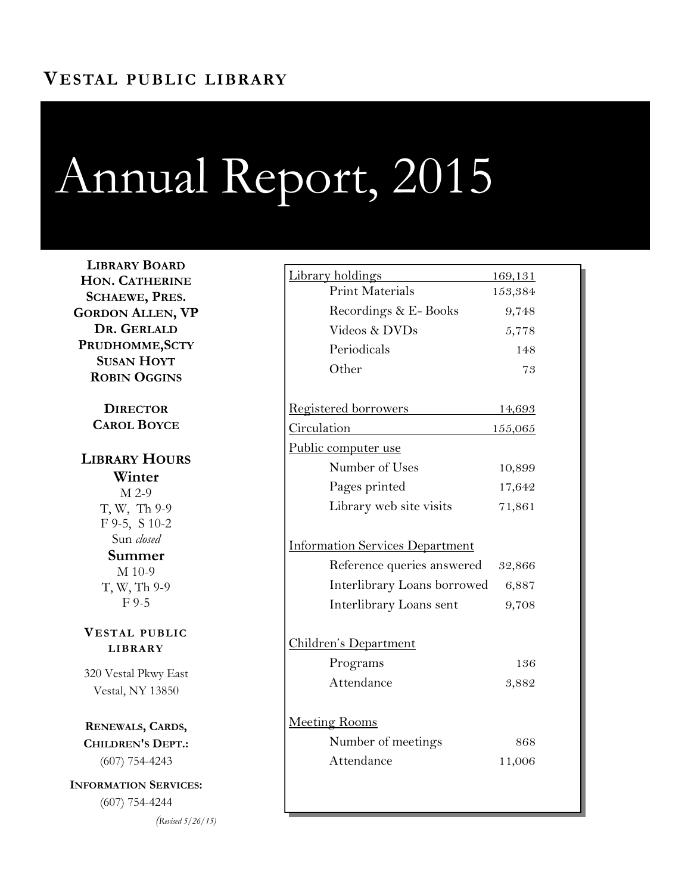**VESTAL PUBLIC LIBRARY**

# Annual Report, 2015

**LIBRARY BOARD**
**HON. CATHERINE SCHAEWE, PRES.**
**GORDON ALLEN, VP**
**DR. GERLALD PRUDHOMME, SCTY**
**SUSAN HOYT**
**ROBIN OGGINS**

**DIRECTOR**
**CAROL BOYCE**

**LIBRARY HOURS**

**Winter**
M 2-9
T, W, Th 9-9
F 9-5, S 10-2
Sun *closed*

**Summer**
M 10-9
T, W, Th 9-9
F 9-5

**VESTAL PUBLIC LIBRARY**

320 Vestal Pkwy East
Vestal, NY 13850

**RENEWALS, CARDS, CHILDREN'S DEPT.:**
(607) 754-4243

**INFORMATION SERVICES:**
(607) 754-4244

*(Revised 5/26/15)*

| Category | Count |
| --- | --- |
| Library holdings | 169,131 |
| Print Materials | 153,384 |
| Recordings & E- Books | 9,748 |
| Videos & DVDs | 5,778 |
| Periodicals | 148 |
| Other | 73 |
| Registered borrowers | 14,693 |
| Circulation | 155,065 |
| **Public computer use** | |
| Number of Uses | 10,899 |
| Pages printed | 17,642 |
| Library web site visits | 71,861 |
| **Information Services Department** | |
| Reference queries answered | 32,866 |
| Interlibrary Loans borrowed | 6,887 |
| Interlibrary Loans sent | 9,708 |
| **Children's Department** | |
| Programs | 136 |
| Attendance | 3,882 |
| **Meeting Rooms** | |
| Number of meetings | 868 |
| Attendance | 11,006 |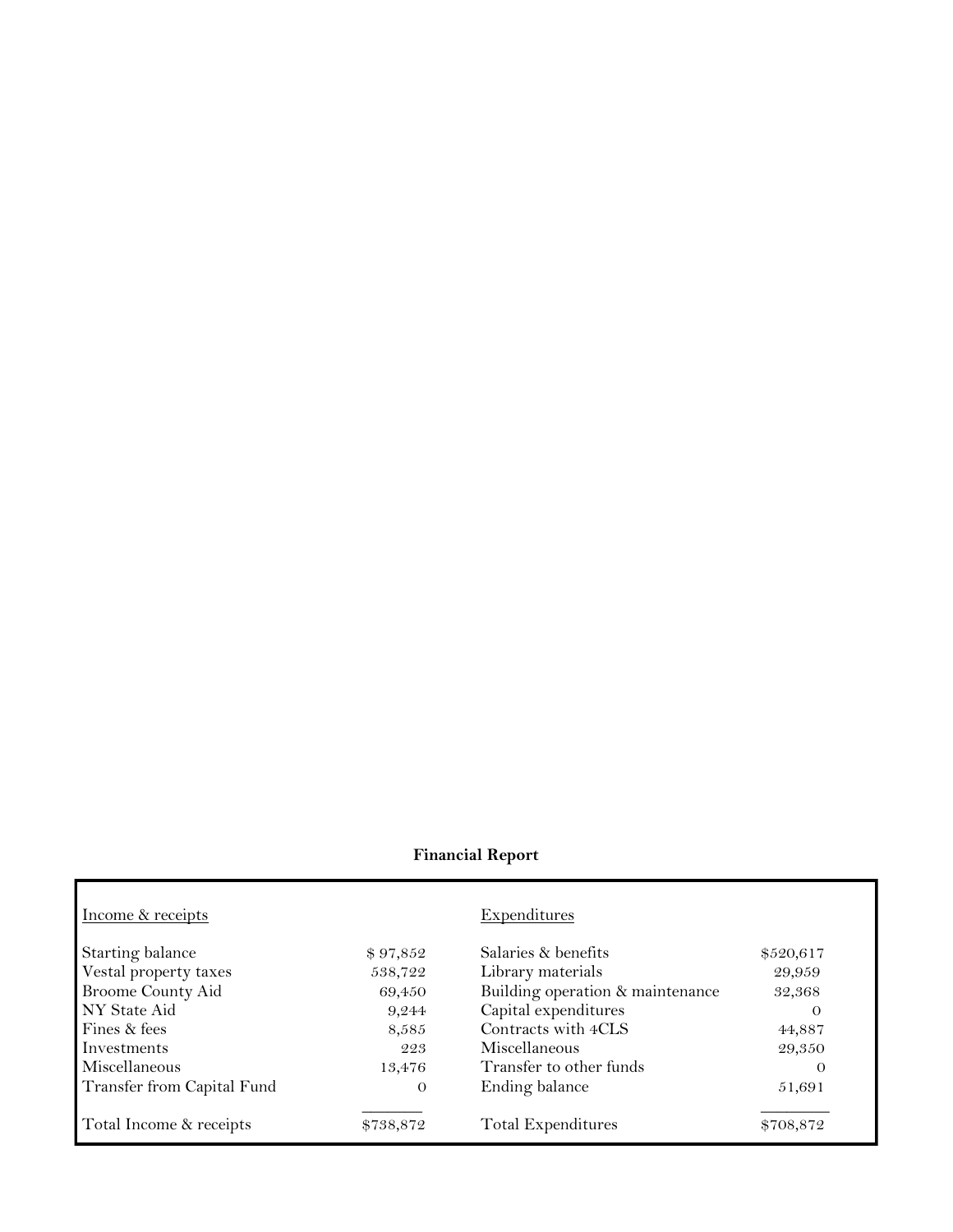**Financial Report**

| | | | |
|---|---|---|---|
| Income & receipts | | Expenditures | |
| Starting balance | $ 97,852 | Salaries & benefits | $520,617 |
| Vestal property taxes | 538,722 | Library materials | 29,959 |
| Broome County Aid | 69,450 | Building operation & maintenance | 32,368 |
| NY State Aid | 9,244 | Capital expenditures | 0 |
| Fines & fees | 8,585 | Contracts with 4CLS | 44,887 |
| Investments | 223 | Miscellaneous | 29,350 |
| Miscellaneous | 13,476 | Transfer to other funds | 0 |
| Transfer from Capital Fund | 0 | Ending balance | 51,691 |
| Total Income & receipts | $738,872 | Total Expenditures | $708,872 |